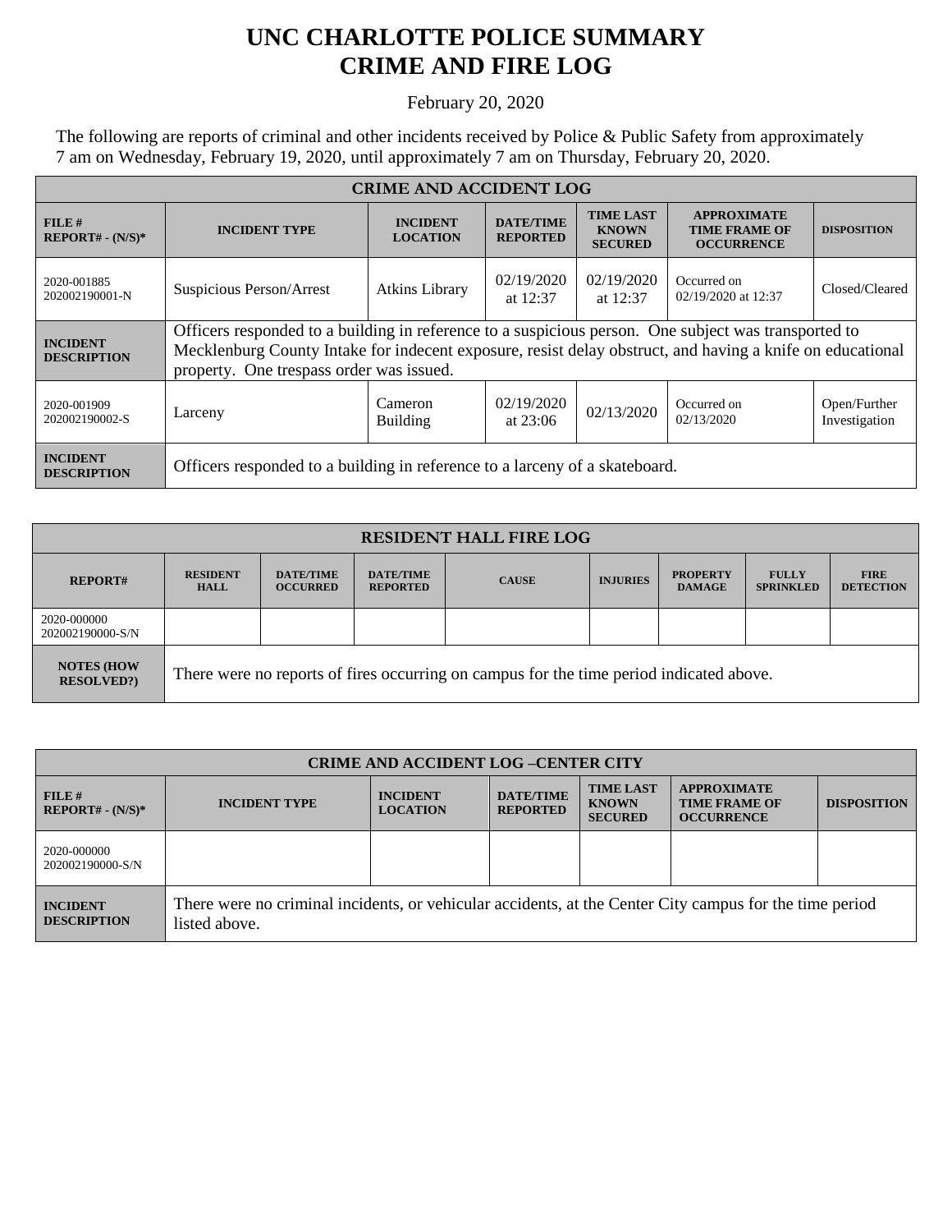# UNC CHARLOTTE POLICE SUMMARY
# CRIME AND FIRE LOG

February 20, 2020

The following are reports of criminal and other incidents received by Police & Public Safety from approximately 7 am on Wednesday, February 19, 2020, until approximately 7 am on Thursday, February 20, 2020.

| CRIME AND ACCIDENT LOG | | | | | | |
|---|---|---|---|---|---|---|
| **FILE # REPORT# - (N/S)*** | **INCIDENT TYPE** | **INCIDENT LOCATION** | **DATE/TIME REPORTED** | **TIME LAST KNOWN SECURED** | **APPROXIMATE TIME FRAME OF OCCURRENCE** | **DISPOSITION** |
| 2020-001885 202002190001-N | Suspicious Person/Arrest | Atkins Library | 02/19/2020 at 12:37 | 02/19/2020 at 12:37 | Occurred on 02/19/2020 at 12:37 | Closed/Cleared |
| **INCIDENT DESCRIPTION** | Officers responded to a building in reference to a suspicious person. One subject was transported to Mecklenburg County Intake for indecent exposure, resist delay obstruct, and having a knife on educational property. One trespass order was issued. | | | | | |
| 2020-001909 202002190002-S | Larceny | Cameron Building | 02/19/2020 at 23:06 | 02/13/2020 | Occurred on 02/13/2020 | Open/Further Investigation |
| **INCIDENT DESCRIPTION** | Officers responded to a building in reference to a larceny of a skateboard. | | | | | |

| RESIDENT HALL FIRE LOG | | | | | | | | |
|---|---|---|---|---|---|---|---|---|
| **REPORT#** | **RESIDENT HALL** | **DATE/TIME OCCURRED** | **DATE/TIME REPORTED** | **CAUSE** | **INJURIES** | **PROPERTY DAMAGE** | **FULLY SPRINKLED** | **FIRE DETECTION** |
| 2020-000000 202002190000-S/N | | | | | | | | |
| **NOTES (HOW RESOLVED?)** | There were no reports of fires occurring on campus for the time period indicated above. | | | | | | | |

| CRIME AND ACCIDENT LOG –CENTER CITY | | | | | | |
|---|---|---|---|---|---|---|
| **FILE # REPORT# - (N/S)*** | **INCIDENT TYPE** | **INCIDENT LOCATION** | **DATE/TIME REPORTED** | **TIME LAST KNOWN SECURED** | **APPROXIMATE TIME FRAME OF OCCURRENCE** | **DISPOSITION** |
| 2020-000000 202002190000-S/N | | | | | | |
| **INCIDENT DESCRIPTION** | There were no criminal incidents, or vehicular accidents, at the Center City campus for the time period listed above. | | | | | |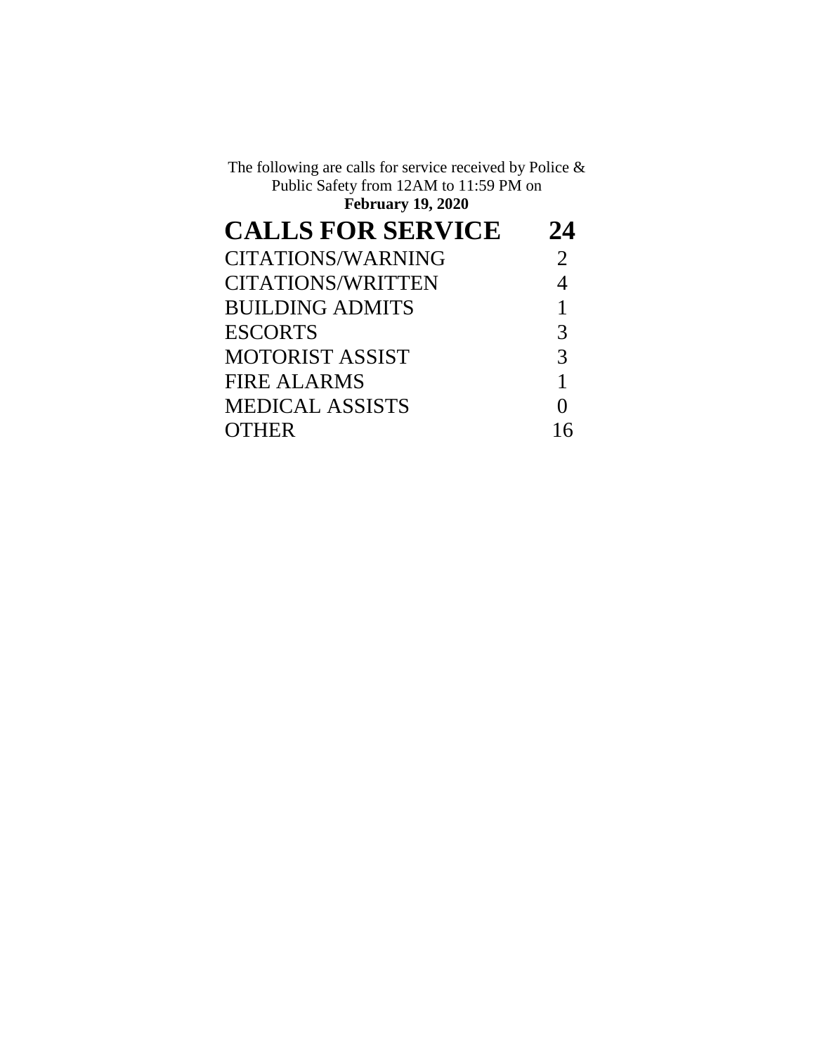The following are calls for service received by Police & Public Safety from 12AM to 11:59 PM on

**February 19, 2020**

| | |
|---|---|
| **CALLS FOR SERVICE** | **24** |
| CITATIONS/WARNING | 2 |
| CITATIONS/WRITTEN | 4 |
| BUILDING ADMITS | 1 |
| ESCORTS | 3 |
| MOTORIST ASSIST | 3 |
| FIRE ALARMS | 1 |
| MEDICAL ASSISTS | 0 |
| OTHER | 16 |